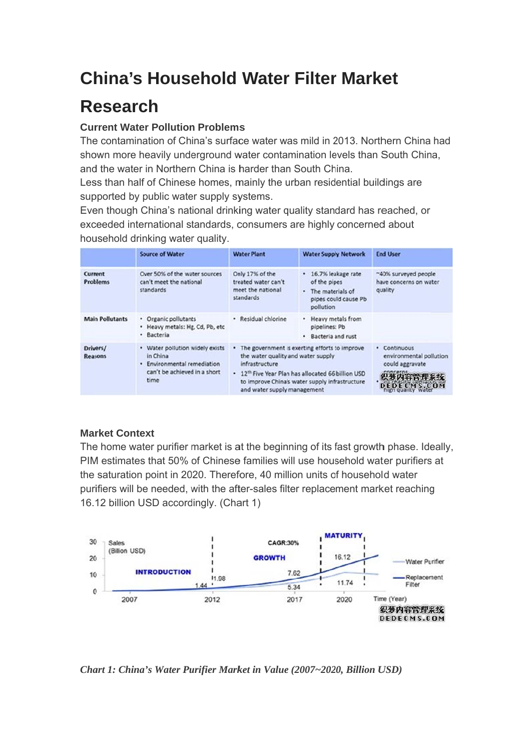# China's Household Water Filter Market Research

### Current Water Pollution Problems

The contamination of China's surface water was mild in 2013. Northern China had shown more heavily underground water contamination levels than South China, and the water in Northern China is harder than South China.

Less than half of Chinese homes, mainly the urban residential buildings are supported by public water supply systems.

Even though China's national drinking water quality standard has reached, or exceeded international standards, consumers are highly concerned about household drinking water quality.

| | Source of Water | Water Plant | Water Supply Network | End User |
|---|---|---|---|---|
| Current Problems | Over 50% of the water sources can't meet the national standards | Only 17% of the treated water can't meet the national standards | • 16.7% leakage rate of the pipes<br>• The materials of pipes could cause Pb pollution | ~40% surveyed people have concerns on water quality |
| Main Pollutants | • Organic pollutants<br>• Heavy metals: Hg, Cd, Pb, etc<br>• Bacteria | • Residual chlorine | • Heavy metals from pipelines: Pb<br>• Bacteria and rust | |
| Drivers/ Reasons | • Water pollution widely exists in China<br>• Environmental remediation can't be achieved in a short time | • The government is exerting efforts to improve the water quality and water supply infrastructure<br>• 12th Five Year Plan has allocated 66billion USD to improve China's water supply infrastructure and water supply management | | • Continuous environmental pollution could aggravate concerns<br>• ... high quality water |

### Market Context

The home water purifier market is at the beginning of its fast growth phase. Ideally, PIM estimates that 50% of Chinese families will use household water purifiers at the saturation point in 2020. Therefore, 40 million units of household water purifiers will be needed, with the after-sales filter replacement market reaching 16.12 billion USD accordingly. (Chart 1)

*Chart 1: China's Water Purifier Market in Value (2007~2020, Billion USD)*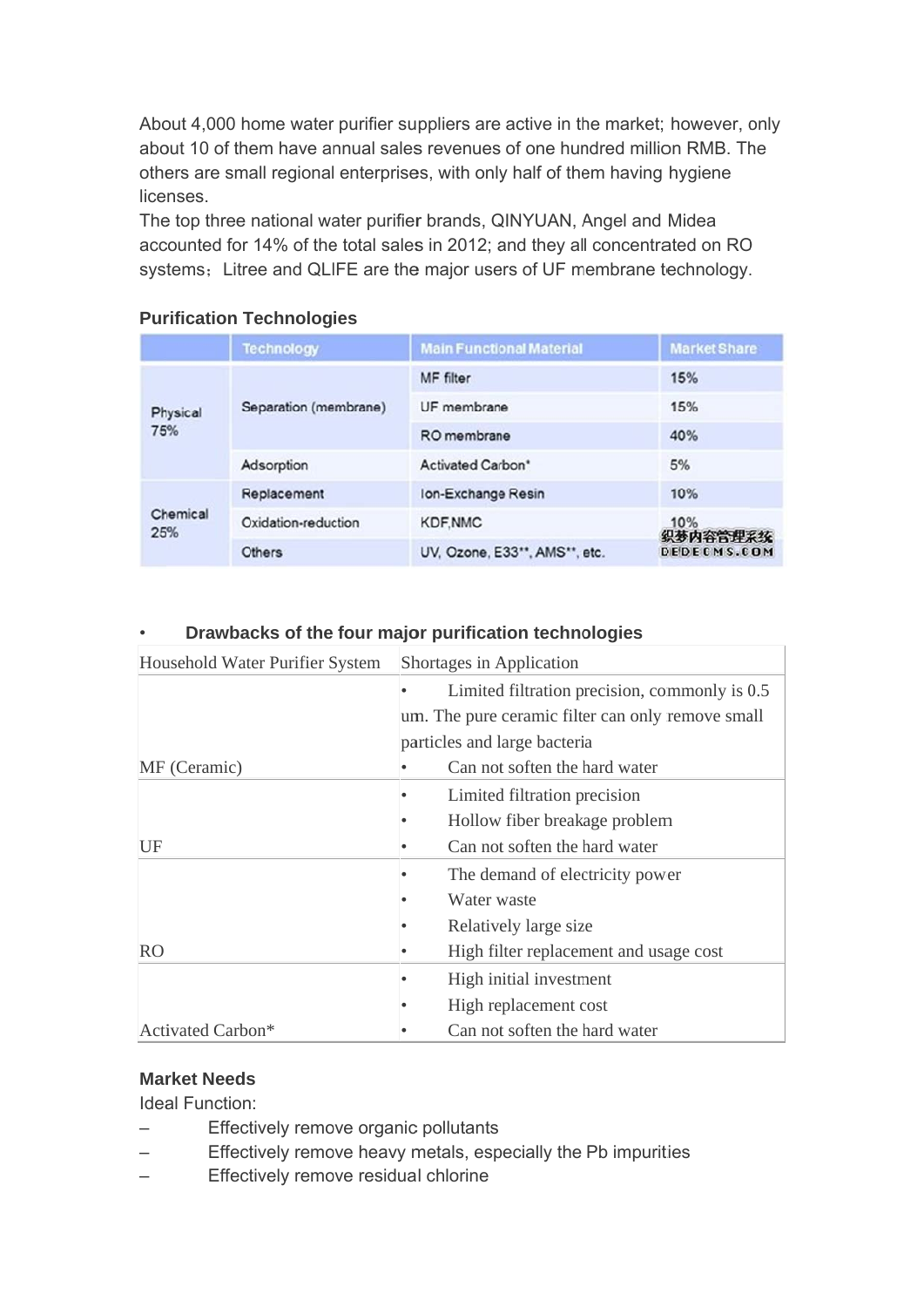About 4,000 home water purifier suppliers are active in the market; however, only about 10 of them have annual sales revenues of one hundred million RMB. The others are small regional enterprises, with only half of them having hygiene licenses.

The top three national water purifier brands, QINYUAN, Angel and Midea accounted for 14% of the total sales in 2012; and they all concentrated on RO systems；Litree and QLIFE are the major users of UF membrane technology.

### Purification Technologies

| | Technology | Main Functional Material | Market Share |
|---|---|---|---|
| Physical 75% | Separation (membrane) | MF filter | 15% |
| | | UF membrane | 15% |
| | | RO membrane | 40% |
| | Adsorption | Activated Carbon* | 5% |
| Chemical 25% | Replacement | Ion-Exchange Resin | 10% |
| | Oxidation-reduction | KDF,NMC | 10% |
| | Others | UV, Ozone, E33**, AMS**, etc. | |

- **Drawbacks of the four major purification technologies**

| Household Water Purifier System | Shortages in Application |
|---|---|
| MF (Ceramic) | • Limited filtration precision, commonly is 0.5 um. The pure ceramic filter can only remove small particles and large bacteria<br>• Can not soften the hard water |
| UF | • Limited filtration precision<br>• Hollow fiber breakage problem<br>• Can not soften the hard water |
| RO | • The demand of electricity power<br>• Water waste<br>• Relatively large size<br>• High filter replacement and usage cost |
| Activated Carbon* | • High initial investment<br>• High replacement cost<br>• Can not soften the hard water |

### Market Needs

Ideal Function:

- Effectively remove organic pollutants
- Effectively remove heavy metals, especially the Pb impurities
- Effectively remove residual chlorine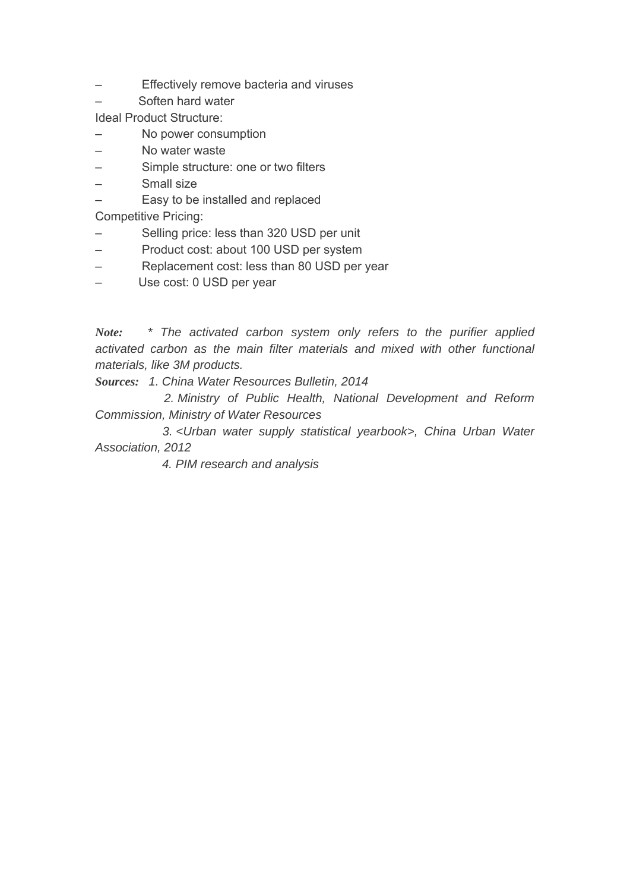- Effectively remove bacteria and viruses
- Soften hard water

Ideal Product Structure:

- No power consumption
- No water waste
- Simple structure: one or two filters
- Small size
- Easy to be installed and replaced

Competitive Pricing:

- Selling price: less than 320 USD per unit
- Product cost: about 100 USD per system
- Replacement cost: less than 80 USD per year
- Use cost: 0 USD per year

***Note:*** *\* The activated carbon system only refers to the purifier applied activated carbon as the main filter materials and mixed with other functional materials, like 3M products.*

***Sources:*** *1. China Water Resources Bulletin, 2014*

*2. Ministry of Public Health, National Development and Reform Commission, Ministry of Water Resources*

*3. <Urban water supply statistical yearbook>, China Urban Water Association, 2012*

*4. PIM research and analysis*